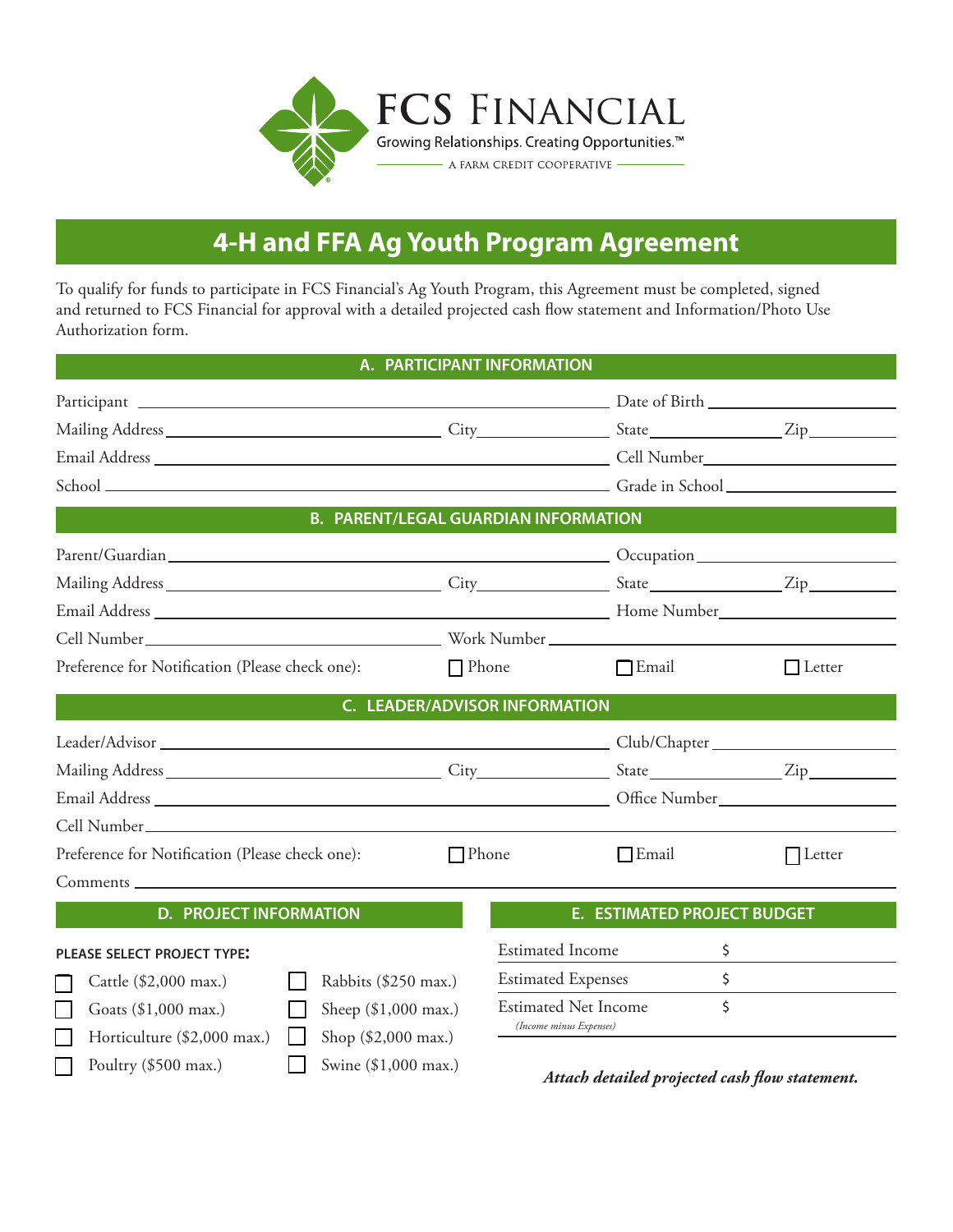FCS FINANCIAL

Growing Relationships. Creating Opportunities.™

A FARM CREDIT COOPERATIVE

# 4-H and FFA Ag Youth Program Agreement

To qualify for funds to participate in FCS Financial's Ag Youth Program, this Agreement must be completed, signed and returned to FCS Financial for approval with a detailed projected cash flow statement and Information/Photo Use Authorization form.

## A. PARTICIPANT INFORMATION

Participant ______________________ Date of Birth ______________

Mailing Address ______________ City ____________ State ____________ Zip ________

Email Address ______________________ Cell Number ______________

School ______________________ Grade in School ______________

## B. PARENT/LEGAL GUARDIAN INFORMATION

Parent/Guardian ______________________ Occupation ______________

Mailing Address ______________ City ____________ State ____________ Zip ________

Email Address ______________________ Home Number ______________

Cell Number ______________ Work Number ______________

Preference for Notification (Please check one): ☐ Phone ☐ Email ☐ Letter

## C. LEADER/ADVISOR INFORMATION

Leader/Advisor ______________________ Club/Chapter ______________

Mailing Address ______________ City ____________ State ____________ Zip ________

Email Address ______________________ Office Number ______________

Cell Number ______________________

Preference for Notification (Please check one): ☐ Phone ☐ Email ☐ Letter

Comments ______________________

## D. PROJECT INFORMATION

**PLEASE SELECT PROJECT TYPE:**

☐ Cattle ($2,000 max.)

☐ Goats ($1,000 max.)

☐ Horticulture ($2,000 max.)

☐ Poultry ($500 max.)

☐ Rabbits ($250 max.)

☐ Sheep ($1,000 max.)

☐ Shop ($2,000 max.)

☐ Swine ($1,000 max.)

## E. ESTIMATED PROJECT BUDGET

| | |
|---|---|
| Estimated Income | $ |
| Estimated Expenses | $ |
| Estimated Net Income *(Income minus Expenses)* | $ |

***Attach detailed projected cash flow statement.***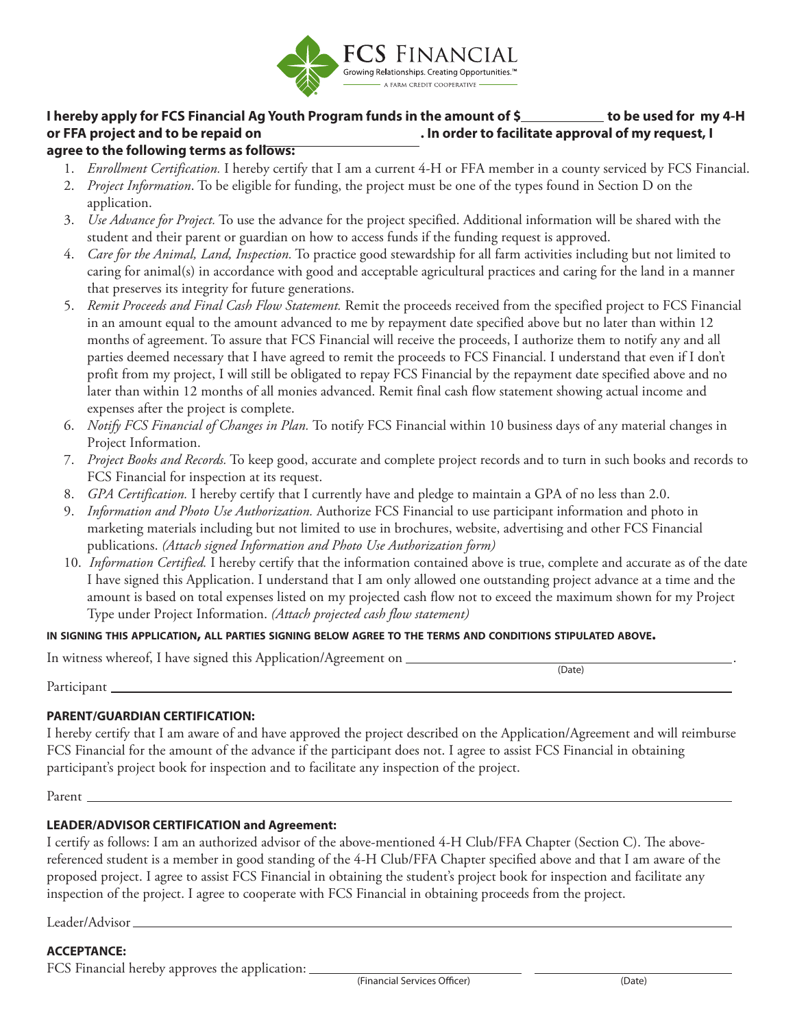FCS FINANCIAL
Growing Relationships. Creating Opportunities.™
A FARM CREDIT COOPERATIVE

**I hereby apply for FCS Financial Ag Youth Program funds in the amount of $__________ to be used for my 4-H or FFA project and to be repaid on ____________________. In order to facilitate approval of my request, I agree to the following terms as follows:**

1. *Enrollment Certification.* I hereby certify that I am a current 4-H or FFA member in a county serviced by FCS Financial.
2. *Project Information*. To be eligible for funding, the project must be one of the types found in Section D on the application.
3. *Use Advance for Project.* To use the advance for the project specified. Additional information will be shared with the student and their parent or guardian on how to access funds if the funding request is approved.
4. *Care for the Animal, Land, Inspection.* To practice good stewardship for all farm activities including but not limited to caring for animal(s) in accordance with good and acceptable agricultural practices and caring for the land in a manner that preserves its integrity for future generations.
5. *Remit Proceeds and Final Cash Flow Statement.* Remit the proceeds received from the specified project to FCS Financial in an amount equal to the amount advanced to me by repayment date specified above but no later than within 12 months of agreement. To assure that FCS Financial will receive the proceeds, I authorize them to notify any and all parties deemed necessary that I have agreed to remit the proceeds to FCS Financial. I understand that even if I don't profit from my project, I will still be obligated to repay FCS Financial by the repayment date specified above and no later than within 12 months of all monies advanced. Remit final cash flow statement showing actual income and expenses after the project is complete.
6. *Notify FCS Financial of Changes in Plan.* To notify FCS Financial within 10 business days of any material changes in Project Information.
7. *Project Books and Records.* To keep good, accurate and complete project records and to turn in such books and records to FCS Financial for inspection at its request.
8. *GPA Certification.* I hereby certify that I currently have and pledge to maintain a GPA of no less than 2.0.
9. *Information and Photo Use Authorization.* Authorize FCS Financial to use participant information and photo in marketing materials including but not limited to use in brochures, website, advertising and other FCS Financial publications. *(Attach signed Information and Photo Use Authorization form)*
10. *Information Certified.* I hereby certify that the information contained above is true, complete and accurate as of the date I have signed this Application. I understand that I am only allowed one outstanding project advance at a time and the amount is based on total expenses listed on my projected cash flow not to exceed the maximum shown for my Project Type under Project Information. *(Attach projected cash flow statement)*

**IN SIGNING THIS APPLICATION, ALL PARTIES SIGNING BELOW AGREE TO THE TERMS AND CONDITIONS STIPULATED ABOVE.**

In witness whereof, I have signed this Application/Agreement on ______________________________.
(Date)

Participant ______________________________

**PARENT/GUARDIAN CERTIFICATION:**

I hereby certify that I am aware of and have approved the project described on the Application/Agreement and will reimburse FCS Financial for the amount of the advance if the participant does not. I agree to assist FCS Financial in obtaining participant's project book for inspection and to facilitate any inspection of the project.

Parent ______________________________

**LEADER/ADVISOR CERTIFICATION and Agreement:**

I certify as follows: I am an authorized advisor of the above-mentioned 4-H Club/FFA Chapter (Section C). The above-referenced student is a member in good standing of the 4-H Club/FFA Chapter specified above and that I am aware of the proposed project. I agree to assist FCS Financial in obtaining the student's project book for inspection and facilitate any inspection of the project. I agree to cooperate with FCS Financial in obtaining proceeds from the project.

Leader/Advisor ______________________________

**ACCEPTANCE:**

FCS Financial hereby approves the application: ______________________________ ______________________________
(Financial Services Officer) (Date)